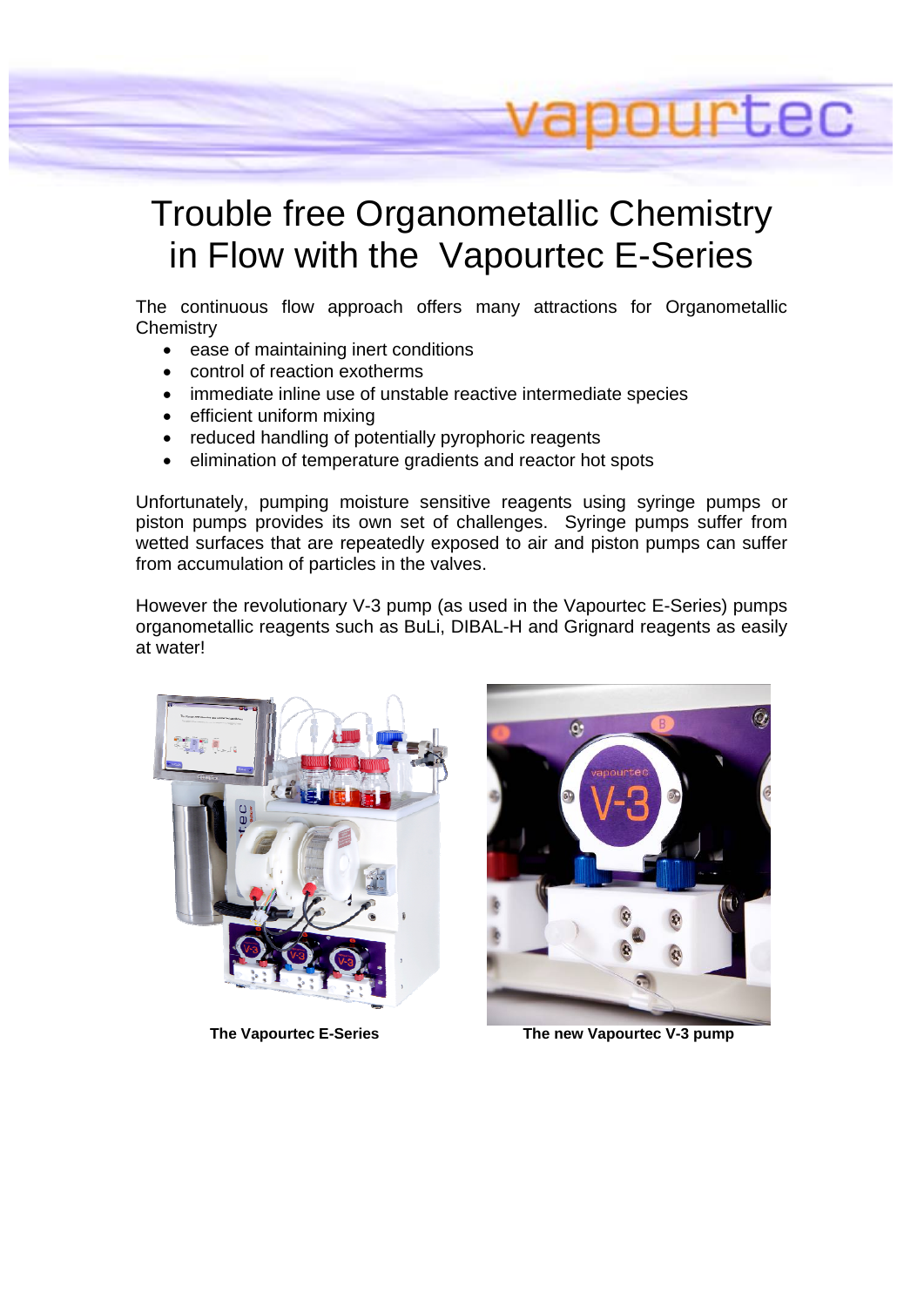# Trouble free Organometallic Chemistry in Flow with the Vapourtec E-Series

The continuous flow approach offers many attractions for Organometallic Chemistry

- ease of maintaining inert conditions
- control of reaction exotherms
- immediate inline use of unstable reactive intermediate species
- efficient uniform mixing
- reduced handling of potentially pyrophoric reagents
- elimination of temperature gradients and reactor hot spots

Unfortunately, pumping moisture sensitive reagents using syringe pumps or piston pumps provides its own set of challenges. Syringe pumps suffer from wetted surfaces that are repeatedly exposed to air and piston pumps can suffer from accumulation of particles in the valves.

However the revolutionary V-3 pump (as used in the Vapourtec E-Series) pumps organometallic reagents such as BuLi, DIBAL-H and Grignard reagents as easily at water!

**The Vapourtec E-Series**

**The new Vapourtec V-3 pump**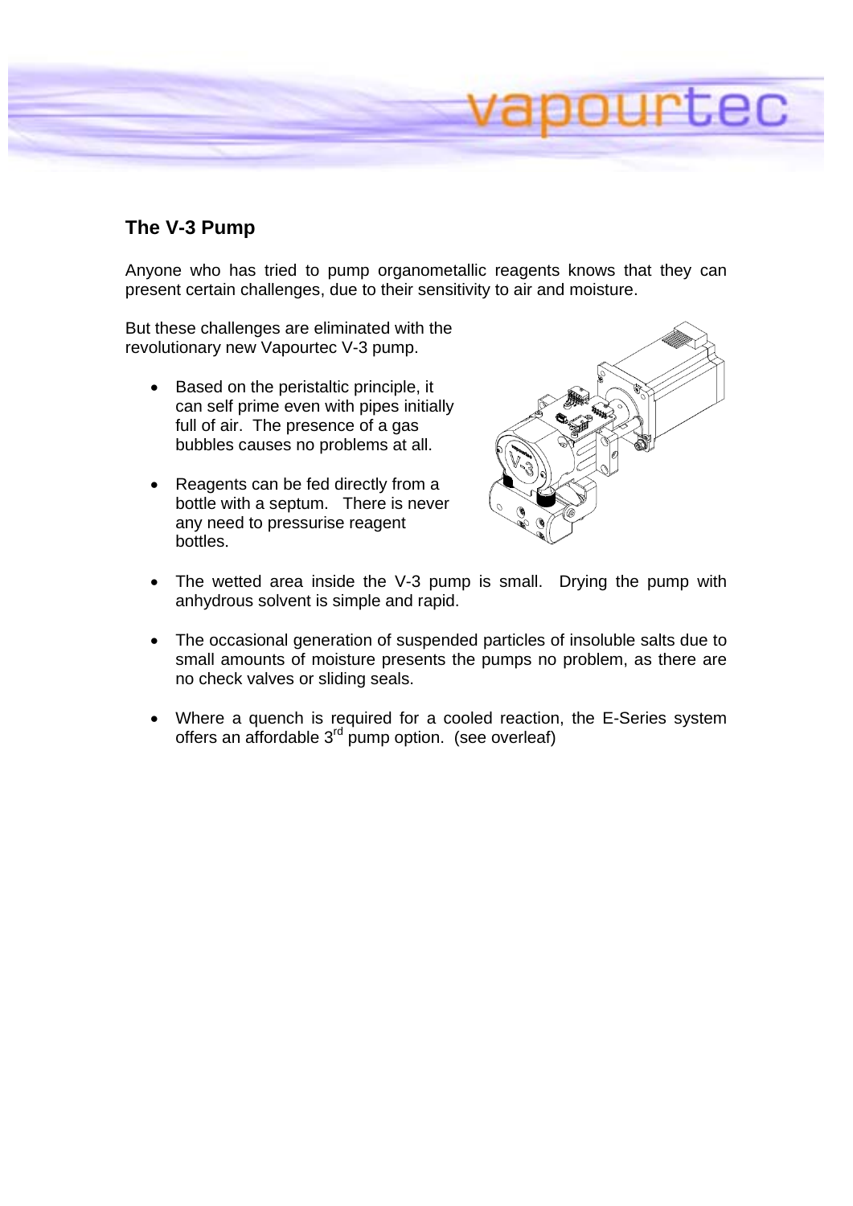## The V-3 Pump

Anyone who has tried to pump organometallic reagents knows that they can present certain challenges, due to their sensitivity to air and moisture.

But these challenges are eliminated with the revolutionary new Vapourtec V-3 pump.

- Based on the peristaltic principle, it can self prime even with pipes initially full of air. The presence of a gas bubbles causes no problems at all.
- Reagents can be fed directly from a bottle with a septum. There is never any need to pressurise reagent bottles.
- The wetted area inside the V-3 pump is small. Drying the pump with anhydrous solvent is simple and rapid.
- The occasional generation of suspended particles of insoluble salts due to small amounts of moisture presents the pumps no problem, as there are no check valves or sliding seals.
- Where a quench is required for a cooled reaction, the E-Series system offers an affordable 3rd pump option. (see overleaf)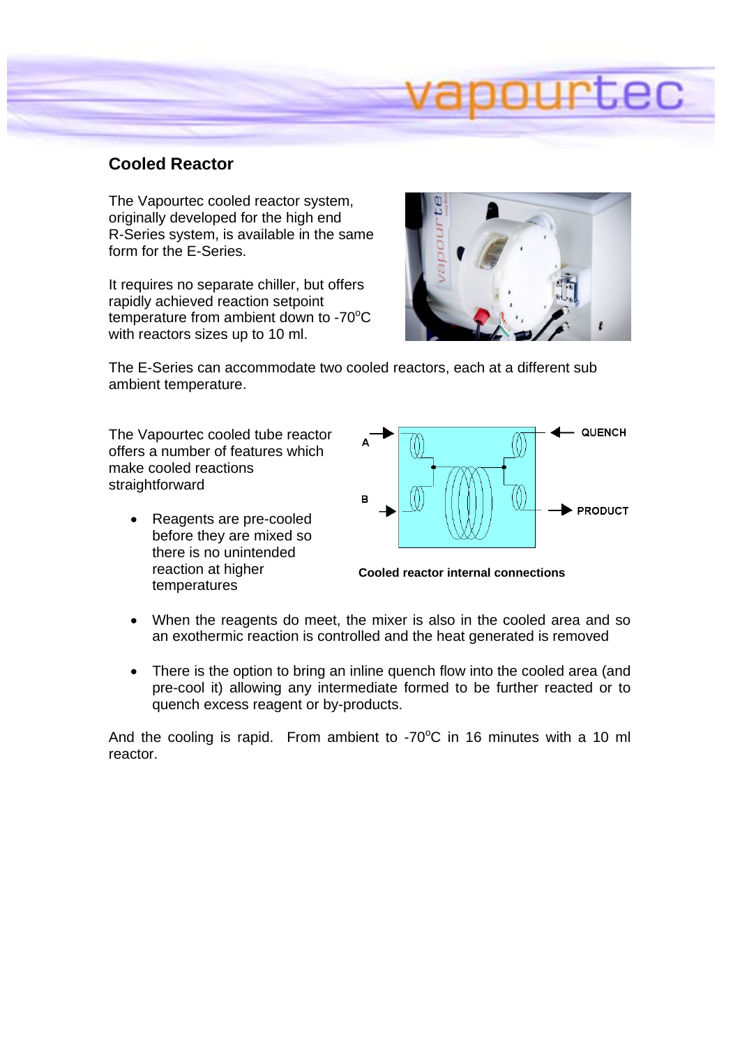## Cooled Reactor

The Vapourtec cooled reactor system, originally developed for the high end R-Series system, is available in the same form for the E-Series.

It requires no separate chiller, but offers rapidly achieved reaction setpoint temperature from ambient down to -70°C with reactors sizes up to 10 ml.

The E-Series can accommodate two cooled reactors, each at a different sub ambient temperature.

The Vapourtec cooled tube reactor offers a number of features which make cooled reactions straightforward

**Cooled reactor internal connections**

- Reagents are pre-cooled before they are mixed so there is no unintended reaction at higher temperatures
- When the reagents do meet, the mixer is also in the cooled area and so an exothermic reaction is controlled and the heat generated is removed
- There is the option to bring an inline quench flow into the cooled area (and pre-cool it) allowing any intermediate formed to be further reacted or to quench excess reagent or by-products.

And the cooling is rapid. From ambient to -70°C in 16 minutes with a 10 ml reactor.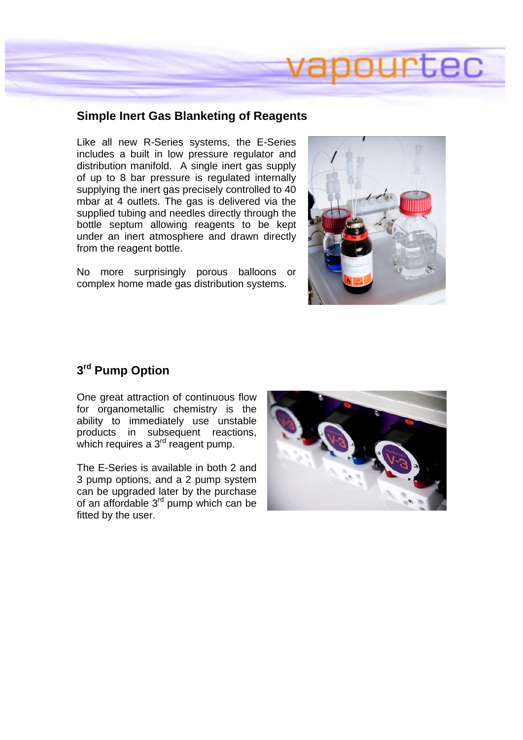## Simple Inert Gas Blanketing of Reagents

Like all new R-Series systems, the E-Series includes a built in low pressure regulator and distribution manifold. A single inert gas supply of up to 8 bar pressure is regulated internally supplying the inert gas precisely controlled to 40 mbar at 4 outlets. The gas is delivered via the supplied tubing and needles directly through the bottle septum allowing reagents to be kept under an inert atmosphere and drawn directly from the reagent bottle.

No more surprisingly porous balloons or complex home made gas distribution systems.

## 3rd Pump Option

One great attraction of continuous flow for organometallic chemistry is the ability to immediately use unstable products in subsequent reactions, which requires a 3rd reagent pump.

The E-Series is available in both 2 and 3 pump options, and a 2 pump system can be upgraded later by the purchase of an affordable 3rd pump which can be fitted by the user.